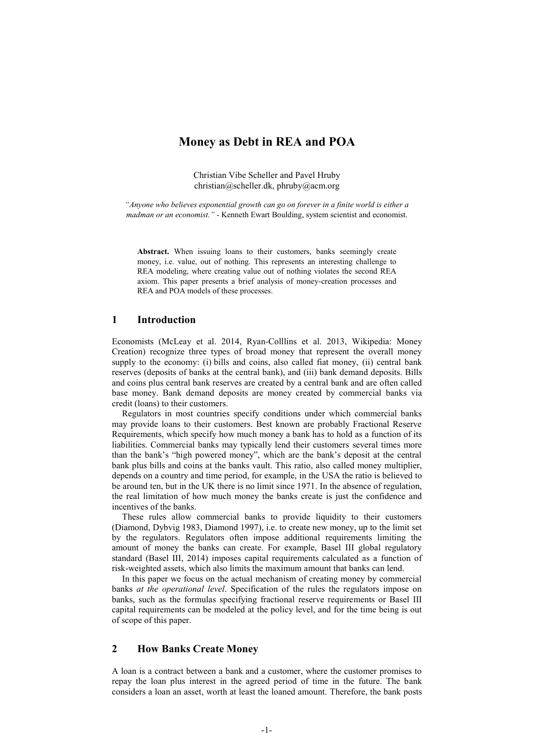# Money as Debt in REA and POA

Christian Vibe Scheller and Pavel Hruby
christian@scheller.dk, phruby@acm.org

*"Anyone who believes exponential growth can go on forever in a finite world is either a madman or an economist."* - Kenneth Ewart Boulding, system scientist and economist.

**Abstract.** When issuing loans to their customers, banks seemingly create money, i.e. value, out of nothing. This represents an interesting challenge to REA modeling, where creating value out of nothing violates the second REA axiom. This paper presents a brief analysis of money-creation processes and REA and POA models of these processes.

## 1 Introduction

Economists (McLeay et al. 2014, Ryan-Colllins et al. 2013, Wikipedia: Money Creation) recognize three types of broad money that represent the overall money supply to the economy: (i) bills and coins, also called fiat money, (ii) central bank reserves (deposits of banks at the central bank), and (iii) bank demand deposits. Bills and coins plus central bank reserves are created by a central bank and are often called base money. Bank demand deposits are money created by commercial banks via credit (loans) to their customers.

Regulators in most countries specify conditions under which commercial banks may provide loans to their customers. Best known are probably Fractional Reserve Requirements, which specify how much money a bank has to hold as a function of its liabilities. Commercial banks may typically lend their customers several times more than the bank's "high powered money", which are the bank's deposit at the central bank plus bills and coins at the banks vault. This ratio, also called money multiplier, depends on a country and time period, for example, in the USA the ratio is believed to be around ten, but in the UK there is no limit since 1971. In the absence of regulation, the real limitation of how much money the banks create is just the confidence and incentives of the banks.

These rules allow commercial banks to provide liquidity to their customers (Diamond, Dybvig 1983, Diamond 1997), i.e. to create new money, up to the limit set by the regulators. Regulators often impose additional requirements limiting the amount of money the banks can create. For example, Basel III global regulatory standard (Basel III, 2014) imposes capital requirements calculated as a function of risk-weighted assets, which also limits the maximum amount that banks can lend.

In this paper we focus on the actual mechanism of creating money by commercial banks *at the operational level*. Specification of the rules the regulators impose on banks, such as the formulas specifying fractional reserve requirements or Basel III capital requirements can be modeled at the policy level, and for the time being is out of scope of this paper.

## 2 How Banks Create Money

A loan is a contract between a bank and a customer, where the customer promises to repay the loan plus interest in the agreed period of time in the future. The bank considers a loan an asset, worth at least the loaned amount. Therefore, the bank posts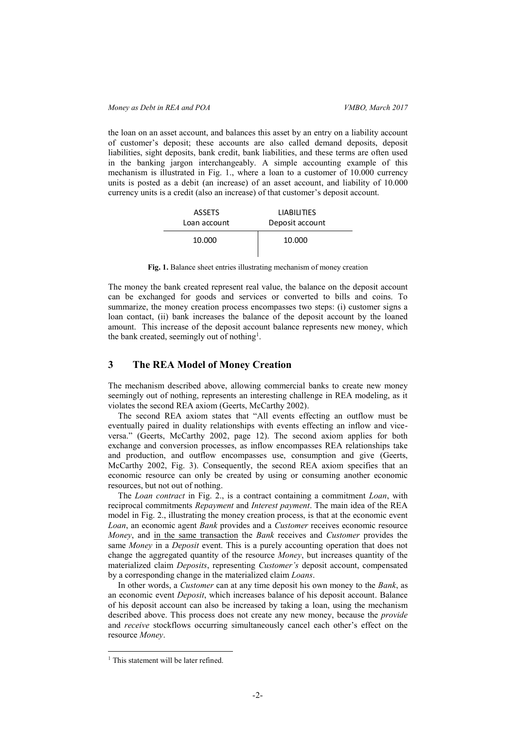the loan on an asset account, and balances this asset by an entry on a liability account of customer's deposit; these accounts are also called demand deposits, deposit liabilities, sight deposits, bank credit, bank liabilities, and these terms are often used in the banking jargon interchangeably. A simple accounting example of this mechanism is illustrated in Fig. 1., where a loan to a customer of 10.000 currency units is posted as a debit (an increase) of an asset account, and liability of 10.000 currency units is a credit (also an increase) of that customer's deposit account.

| ASSETS<br>Loan account | LIABILITIES<br>Deposit account |
|---|---|
| 10.000 | 10.000 |

**Fig. 1.** Balance sheet entries illustrating mechanism of money creation

The money the bank created represent real value, the balance on the deposit account can be exchanged for goods and services or converted to bills and coins. To summarize, the money creation process encompasses two steps: (i) customer signs a loan contact, (ii) bank increases the balance of the deposit account by the loaned amount. This increase of the deposit account balance represents new money, which the bank created, seemingly out of nothing[1].

## 3 The REA Model of Money Creation

The mechanism described above, allowing commercial banks to create new money seemingly out of nothing, represents an interesting challenge in REA modeling, as it violates the second REA axiom (Geerts, McCarthy 2002).

The second REA axiom states that "All events effecting an outflow must be eventually paired in duality relationships with events effecting an inflow and vice-versa." (Geerts, McCarthy 2002, page 12). The second axiom applies for both exchange and conversion processes, as inflow encompasses REA relationships take and production, and outflow encompasses use, consumption and give (Geerts, McCarthy 2002, Fig. 3). Consequently, the second REA axiom specifies that an economic resource can only be created by using or consuming another economic resources, but not out of nothing.

The *Loan contract* in Fig. 2., is a contract containing a commitment *Loan*, with reciprocal commitments *Repayment* and *Interest payment*. The main idea of the REA model in Fig. 2., illustrating the money creation process, is that at the economic event *Loan*, an economic agent *Bank* provides and a *Customer* receives economic resource *Money*, and in the same transaction the *Bank* receives and *Customer* provides the same *Money* in a *Deposit* event. This is a purely accounting operation that does not change the aggregated quantity of the resource *Money*, but increases quantity of the materialized claim *Deposits*, representing *Customer's* deposit account, compensated by a corresponding change in the materialized claim *Loans*.

In other words, a *Customer* can at any time deposit his own money to the *Bank*, as an economic event *Deposit*, which increases balance of his deposit account. Balance of his deposit account can also be increased by taking a loan, using the mechanism described above. This process does not create any new money, because the *provide* and *receive* stockflows occurring simultaneously cancel each other's effect on the resource *Money*.

[1] This statement will be later refined.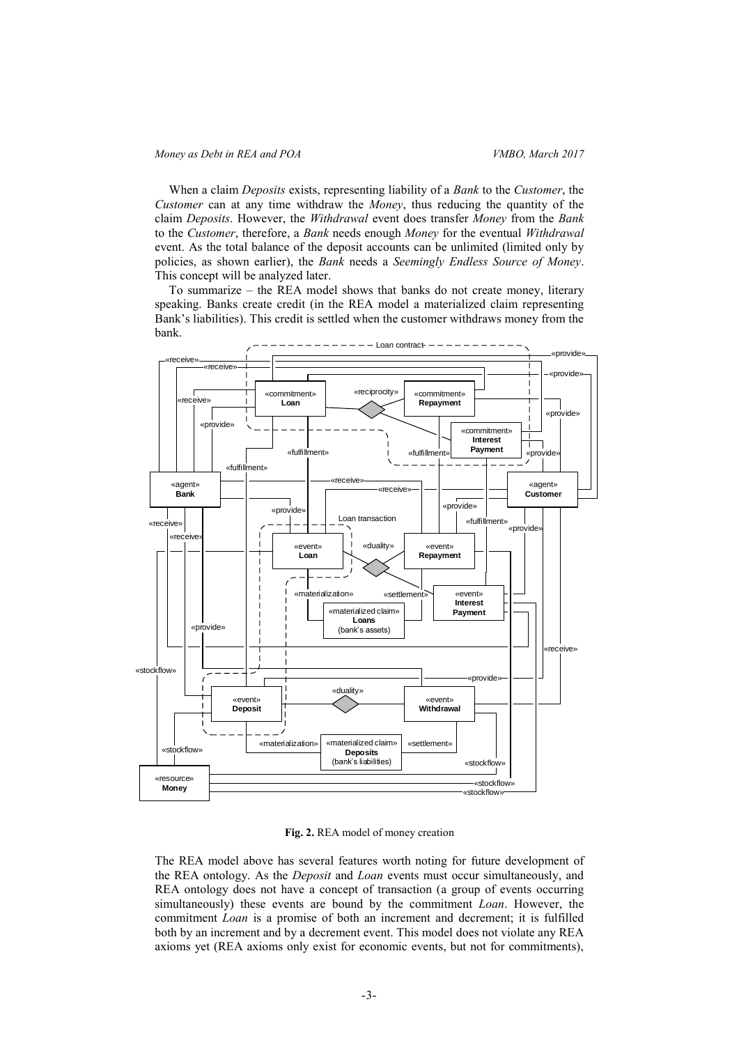When a claim *Deposits* exists, representing liability of a *Bank* to the *Customer*, the *Customer* can at any time withdraw the *Money*, thus reducing the quantity of the claim *Deposits*. However, the *Withdrawal* event does transfer *Money* from the *Bank* to the *Customer*, therefore, a *Bank* needs enough *Money* for the eventual *Withdrawal* event. As the total balance of the deposit accounts can be unlimited (limited only by policies, as shown earlier), the *Bank* needs a *Seemingly Endless Source of Money*. This concept will be analyzed later.

To summarize – the REA model shows that banks do not create money, literary speaking. Banks create credit (in the REA model a materialized claim representing Bank's liabilities). This credit is settled when the customer withdraws money from the bank.

**Fig. 2.** REA model of money creation

The REA model above has several features worth noting for future development of the REA ontology. As the *Deposit* and *Loan* events must occur simultaneously, and REA ontology does not have a concept of transaction (a group of events occurring simultaneously) these events are bound by the commitment *Loan*. However, the commitment *Loan* is a promise of both an increment and decrement; it is fulfilled both by an increment and by a decrement event. This model does not violate any REA axioms yet (REA axioms only exist for economic events, but not for commitments),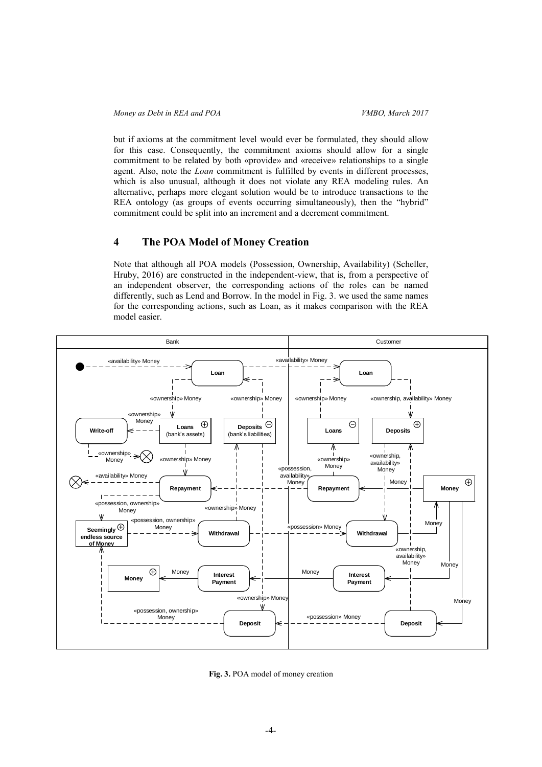but if axioms at the commitment level would ever be formulated, they should allow for this case. Consequently, the commitment axioms should allow for a single commitment to be related by both «provide» and «receive» relationships to a single agent. Also, note the *Loan* commitment is fulfilled by events in different processes, which is also unusual, although it does not violate any REA modeling rules. An alternative, perhaps more elegant solution would be to introduce transactions to the REA ontology (as groups of events occurring simultaneously), then the "hybrid" commitment could be split into an increment and a decrement commitment.

## 4 The POA Model of Money Creation

Note that although all POA models (Possession, Ownership, Availability) (Scheller, Hruby, 2016) are constructed in the independent-view, that is, from a perspective of an independent observer, the corresponding actions of the roles can be named differently, such as Lend and Borrow. In the model in Fig. 3. we used the same names for the corresponding actions, such as Loan, as it makes comparison with the REA model easier.

**Fig. 3.** POA model of money creation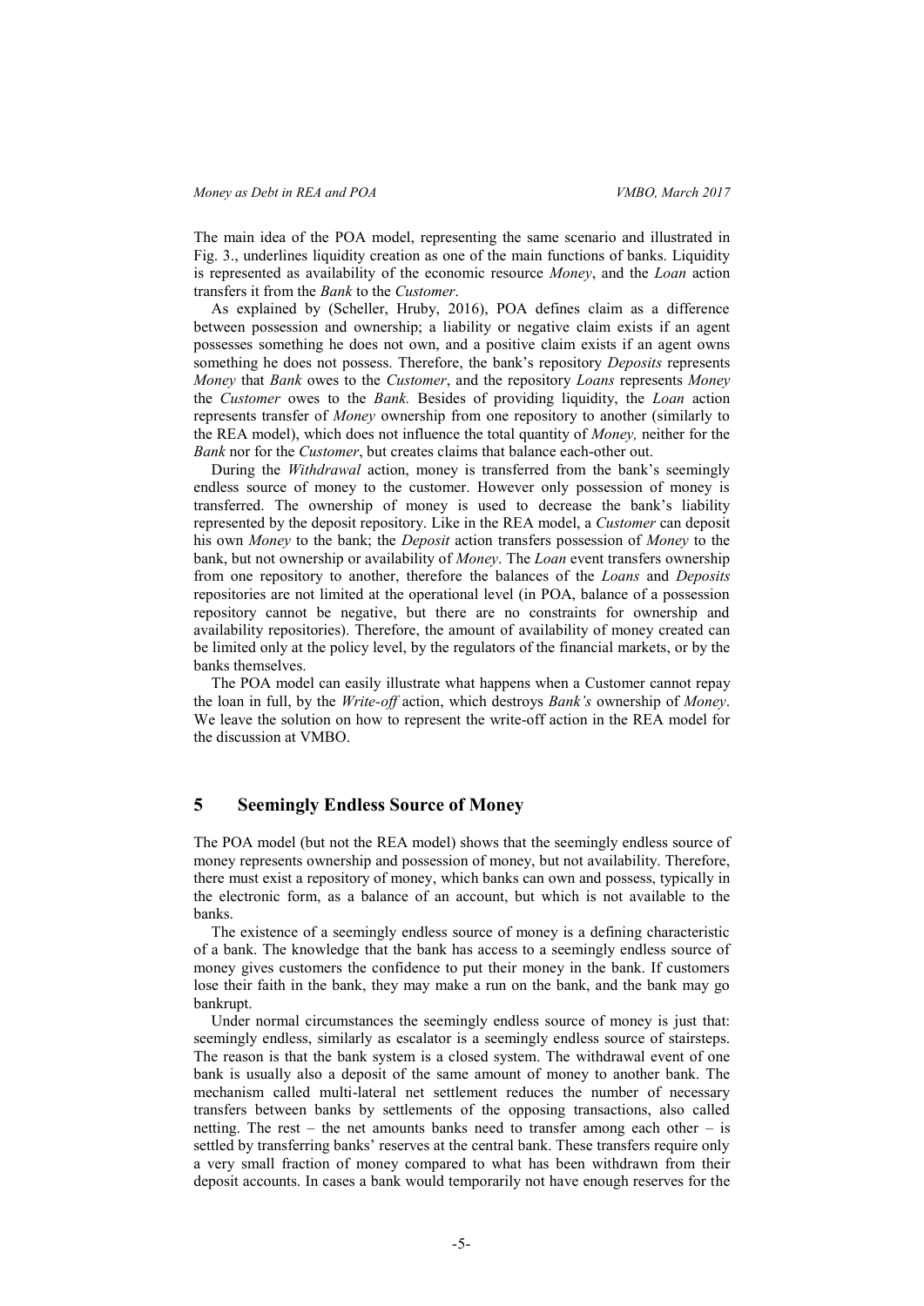The main idea of the POA model, representing the same scenario and illustrated in Fig. 3., underlines liquidity creation as one of the main functions of banks. Liquidity is represented as availability of the economic resource *Money*, and the *Loan* action transfers it from the *Bank* to the *Customer*.

As explained by (Scheller, Hruby, 2016), POA defines claim as a difference between possession and ownership; a liability or negative claim exists if an agent possesses something he does not own, and a positive claim exists if an agent owns something he does not possess. Therefore, the bank's repository *Deposits* represents *Money* that *Bank* owes to the *Customer*, and the repository *Loans* represents *Money* the *Customer* owes to the *Bank.* Besides of providing liquidity, the *Loan* action represents transfer of *Money* ownership from one repository to another (similarly to the REA model), which does not influence the total quantity of *Money,* neither for the *Bank* nor for the *Customer*, but creates claims that balance each-other out.

During the *Withdrawal* action, money is transferred from the bank's seemingly endless source of money to the customer. However only possession of money is transferred. The ownership of money is used to decrease the bank's liability represented by the deposit repository. Like in the REA model, a *Customer* can deposit his own *Money* to the bank; the *Deposit* action transfers possession of *Money* to the bank, but not ownership or availability of *Money*. The *Loan* event transfers ownership from one repository to another, therefore the balances of the *Loans* and *Deposits* repositories are not limited at the operational level (in POA, balance of a possession repository cannot be negative, but there are no constraints for ownership and availability repositories). Therefore, the amount of availability of money created can be limited only at the policy level, by the regulators of the financial markets, or by the banks themselves.

The POA model can easily illustrate what happens when a Customer cannot repay the loan in full, by the *Write-off* action, which destroys *Bank's* ownership of *Money*. We leave the solution on how to represent the write-off action in the REA model for the discussion at VMBO.

## 5 Seemingly Endless Source of Money

The POA model (but not the REA model) shows that the seemingly endless source of money represents ownership and possession of money, but not availability. Therefore, there must exist a repository of money, which banks can own and possess, typically in the electronic form, as a balance of an account, but which is not available to the banks.

The existence of a seemingly endless source of money is a defining characteristic of a bank. The knowledge that the bank has access to a seemingly endless source of money gives customers the confidence to put their money in the bank. If customers lose their faith in the bank, they may make a run on the bank, and the bank may go bankrupt.

Under normal circumstances the seemingly endless source of money is just that: seemingly endless, similarly as escalator is a seemingly endless source of stairsteps. The reason is that the bank system is a closed system. The withdrawal event of one bank is usually also a deposit of the same amount of money to another bank. The mechanism called multi-lateral net settlement reduces the number of necessary transfers between banks by settlements of the opposing transactions, also called netting. The rest – the net amounts banks need to transfer among each other – is settled by transferring banks' reserves at the central bank. These transfers require only a very small fraction of money compared to what has been withdrawn from their deposit accounts. In cases a bank would temporarily not have enough reserves for the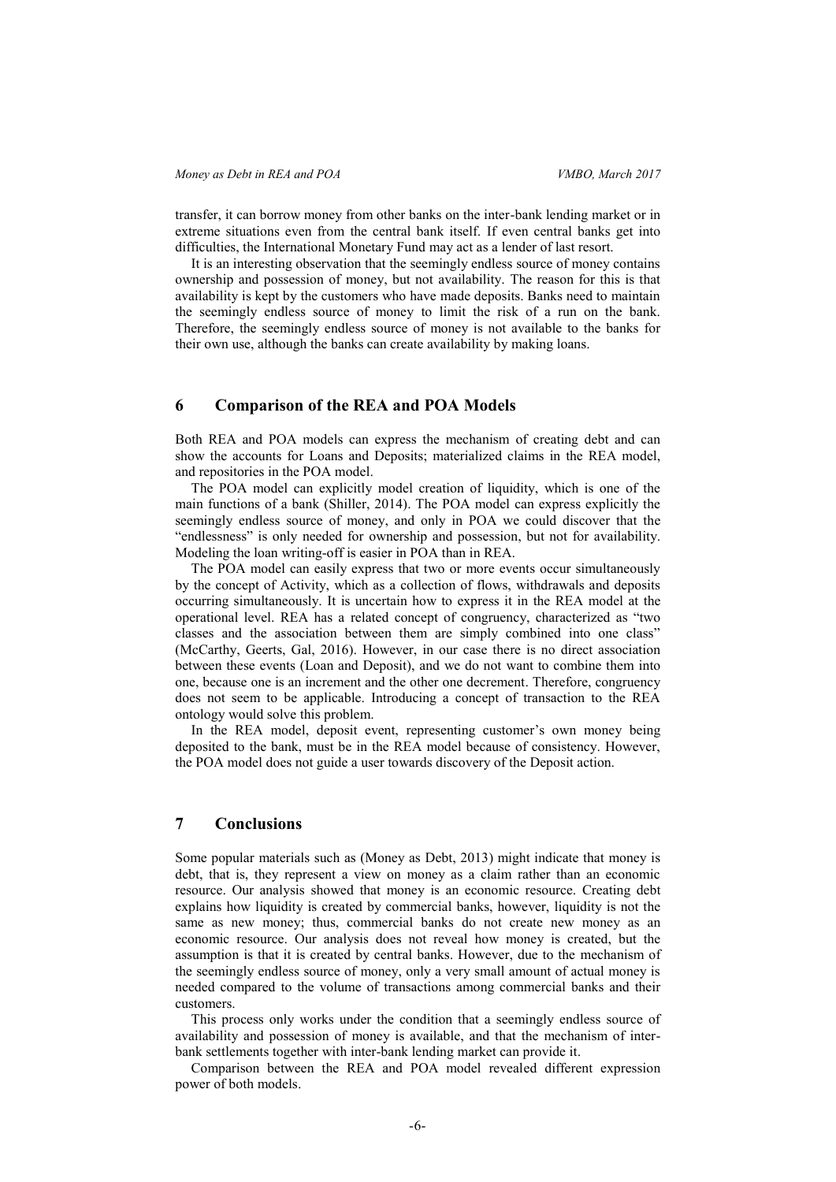transfer, it can borrow money from other banks on the inter-bank lending market or in extreme situations even from the central bank itself. If even central banks get into difficulties, the International Monetary Fund may act as a lender of last resort.

It is an interesting observation that the seemingly endless source of money contains ownership and possession of money, but not availability. The reason for this is that availability is kept by the customers who have made deposits. Banks need to maintain the seemingly endless source of money to limit the risk of a run on the bank. Therefore, the seemingly endless source of money is not available to the banks for their own use, although the banks can create availability by making loans.

## 6 Comparison of the REA and POA Models

Both REA and POA models can express the mechanism of creating debt and can show the accounts for Loans and Deposits; materialized claims in the REA model, and repositories in the POA model.

The POA model can explicitly model creation of liquidity, which is one of the main functions of a bank (Shiller, 2014). The POA model can express explicitly the seemingly endless source of money, and only in POA we could discover that the "endlessness" is only needed for ownership and possession, but not for availability. Modeling the loan writing-off is easier in POA than in REA.

The POA model can easily express that two or more events occur simultaneously by the concept of Activity, which as a collection of flows, withdrawals and deposits occurring simultaneously. It is uncertain how to express it in the REA model at the operational level. REA has a related concept of congruency, characterized as "two classes and the association between them are simply combined into one class" (McCarthy, Geerts, Gal, 2016). However, in our case there is no direct association between these events (Loan and Deposit), and we do not want to combine them into one, because one is an increment and the other one decrement. Therefore, congruency does not seem to be applicable. Introducing a concept of transaction to the REA ontology would solve this problem.

In the REA model, deposit event, representing customer's own money being deposited to the bank, must be in the REA model because of consistency. However, the POA model does not guide a user towards discovery of the Deposit action.

## 7 Conclusions

Some popular materials such as (Money as Debt, 2013) might indicate that money is debt, that is, they represent a view on money as a claim rather than an economic resource. Our analysis showed that money is an economic resource. Creating debt explains how liquidity is created by commercial banks, however, liquidity is not the same as new money; thus, commercial banks do not create new money as an economic resource. Our analysis does not reveal how money is created, but the assumption is that it is created by central banks. However, due to the mechanism of the seemingly endless source of money, only a very small amount of actual money is needed compared to the volume of transactions among commercial banks and their customers.

This process only works under the condition that a seemingly endless source of availability and possession of money is available, and that the mechanism of inter-bank settlements together with inter-bank lending market can provide it.

Comparison between the REA and POA model revealed different expression power of both models.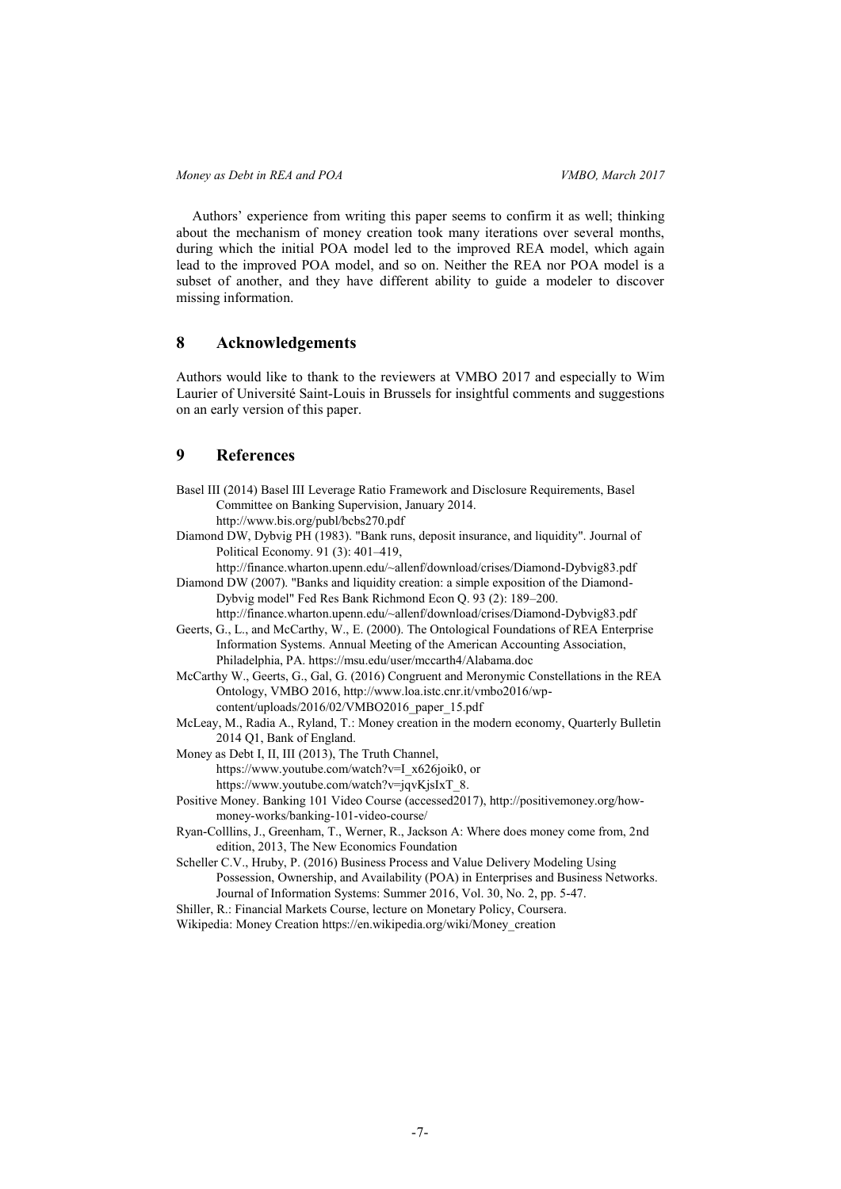Authors' experience from writing this paper seems to confirm it as well; thinking about the mechanism of money creation took many iterations over several months, during which the initial POA model led to the improved REA model, which again lead to the improved POA model, and so on. Neither the REA nor POA model is a subset of another, and they have different ability to guide a modeler to discover missing information.

## 8 Acknowledgements

Authors would like to thank to the reviewers at VMBO 2017 and especially to Wim Laurier of Université Saint-Louis in Brussels for insightful comments and suggestions on an early version of this paper.

## 9 References

Basel III (2014) Basel III Leverage Ratio Framework and Disclosure Requirements, Basel Committee on Banking Supervision, January 2014. http://www.bis.org/publ/bcbs270.pdf

Diamond DW, Dybvig PH (1983). "Bank runs, deposit insurance, and liquidity". Journal of Political Economy. 91 (3): 401–419, http://finance.wharton.upenn.edu/~allenf/download/crises/Diamond-Dybvig83.pdf

Diamond DW (2007). "Banks and liquidity creation: a simple exposition of the Diamond-Dybvig model" Fed Res Bank Richmond Econ Q. 93 (2): 189–200. http://finance.wharton.upenn.edu/~allenf/download/crises/Diamond-Dybvig83.pdf

Geerts, G., L., and McCarthy, W., E. (2000). The Ontological Foundations of REA Enterprise Information Systems. Annual Meeting of the American Accounting Association, Philadelphia, PA. https://msu.edu/user/mccarth4/Alabama.doc

McCarthy W., Geerts, G., Gal, G. (2016) Congruent and Meronymic Constellations in the REA Ontology, VMBO 2016, http://www.loa.istc.cnr.it/vmbo2016/wp-content/uploads/2016/02/VMBO2016_paper_15.pdf

McLeay, M., Radia A., Ryland, T.: Money creation in the modern economy, Quarterly Bulletin 2014 Q1, Bank of England.

Money as Debt I, II, III (2013), The Truth Channel, https://www.youtube.com/watch?v=I_x626joik0, or https://www.youtube.com/watch?v=jqvKjsIxT_8.

Positive Money. Banking 101 Video Course (accessed2017), http://positivemoney.org/how-money-works/banking-101-video-course/

Ryan-Colllins, J., Greenham, T., Werner, R., Jackson A: Where does money come from, 2nd edition, 2013, The New Economics Foundation

Scheller C.V., Hruby, P. (2016) Business Process and Value Delivery Modeling Using Possession, Ownership, and Availability (POA) in Enterprises and Business Networks. Journal of Information Systems: Summer 2016, Vol. 30, No. 2, pp. 5-47.

Shiller, R.: Financial Markets Course, lecture on Monetary Policy, Coursera.

Wikipedia: Money Creation https://en.wikipedia.org/wiki/Money_creation